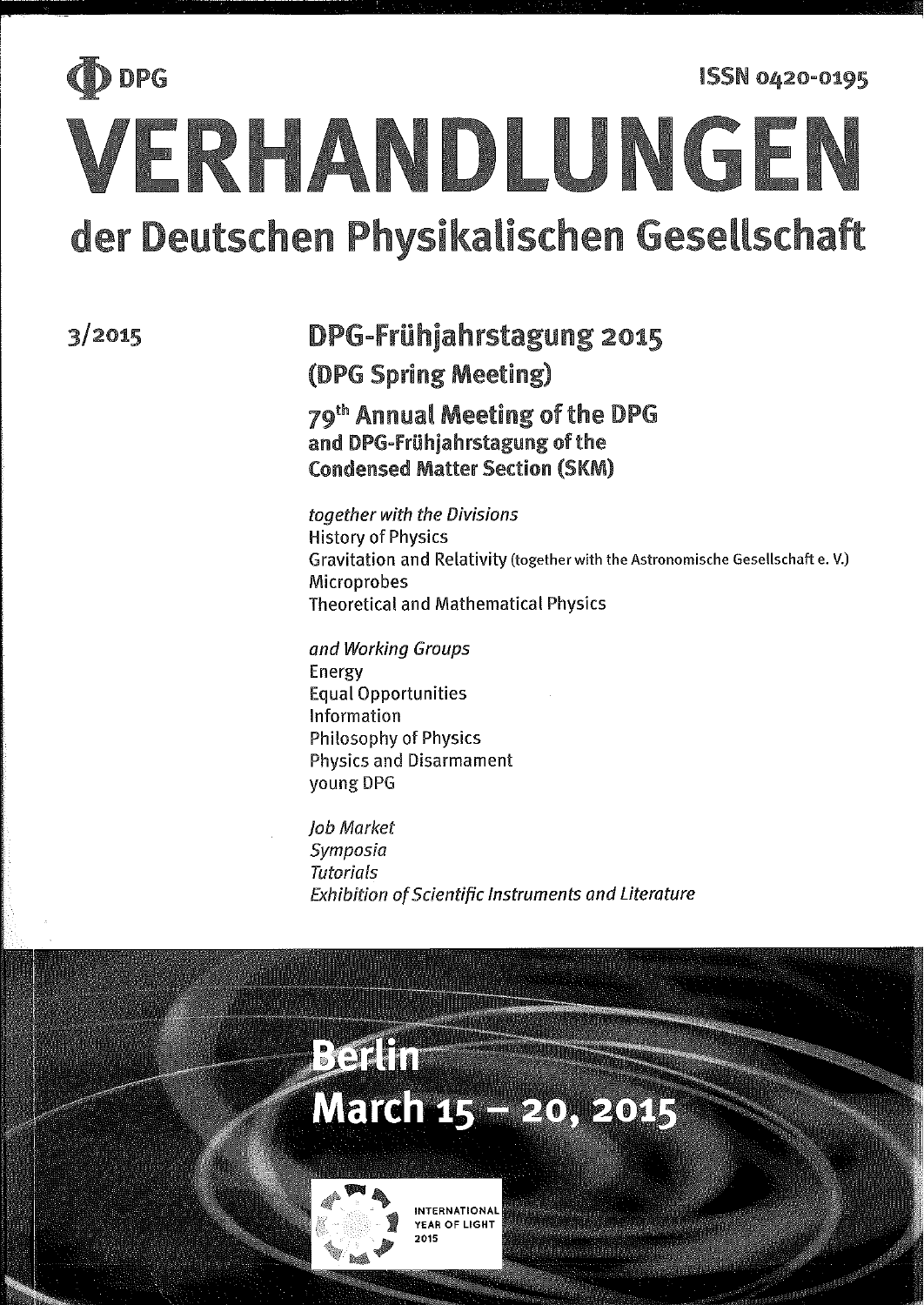DPG

ISSN 0420-0195

# VERHANDLUNGEN

## der Deutschen Physikalischen Gesellschaft

3/2015

## DPG-Frühjahrstagung 2015

### (DPG Spring Meeting)

### 79th Annual Meeting of the DPG and DPG-Frühjahrstagung of the Condensed Matter Section (SKM)

*together with the Divisions*

History of Physics
Gravitation and Relativity (together with the Astronomische Gesellschaft e. V.)
Microprobes
Theoretical and Mathematical Physics

*and Working Groups*

Energy
Equal Opportunities
Information
Philosophy of Physics
Physics and Disarmament
young DPG

*Job Market*
*Symposia*
*Tutorials*
*Exhibition of Scientific Instruments and Literature*

## Berlin
## March 15 – 20, 2015

INTERNATIONAL YEAR OF LIGHT 2015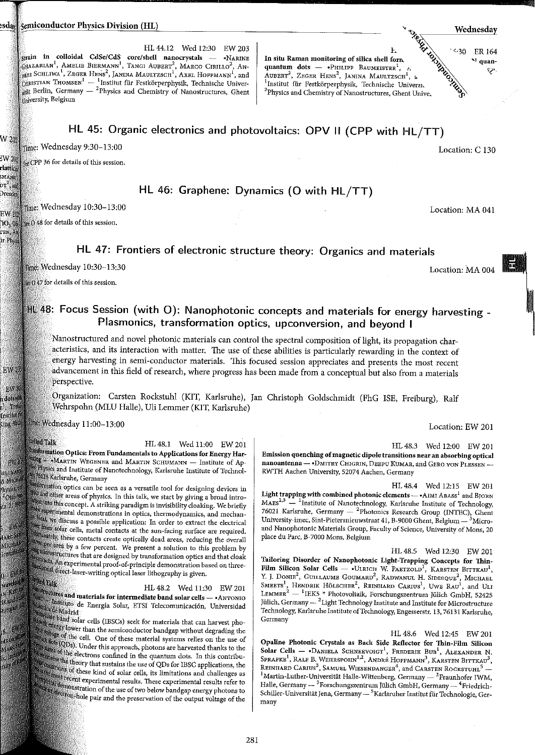HL 44.12 Wed 12:30 EW 203

**Strain in colloidal CdSe/CdS core/shell nanocrystals** — •Narine Ghazarian[1], Amelie Biermann[1], Tangi Aubert[2], Marco Cirillo[2], Andrei Schliwa[1], Zeger Hens[2], Janina Maultzsch[1], Axel Hoffmann[1], and Christian Thomsen[1] — [1]Institut für Festkörperphysik, Technische Universität Berlin, Germany — [2]Physics and Chemistry of Nanostructures, Ghent University, Belgium

HL 44.13 Wed 12:30 ER 164

**In situ Raman monitoring of silica shell formation on quantum dots** — •Philipp Baumeister[1], Tangi Aubert[2], Zeger Hens[2], Janina Maultzsch[1], and Axel Hoffmann[1] — [1]Institut für Festkörperphysik, Technische Universität Berlin — [2]Physics and Chemistry of Nanostructures, Ghent University

## HL 45: Organic electronics and photovoltaics: OPV II (CPP with HL/TT)

Time: Wednesday 9:30–13:00 Location: C 130

See CPP 36 for details of this session.

## HL 46: Graphene: Dynamics (O with HL/TT)

Time: Wednesday 10:30–13:00 Location: MA 041

See O 48 for details of this session.

## HL 47: Frontiers of electronic structure theory: Organics and materials

Time: Wednesday 10:30–13:30 Location: MA 004

See O 47 for details of this session.

## HL 48: Focus Session (with O): Nanophotonic concepts and materials for energy harvesting - Plasmonics, transformation optics, upconversion, and beyond I

Nanostructured and novel photonic materials can control the spectral composition of light, its propagation characteristics, and its interaction with matter. The use of these abilities is particularly rewarding in the context of energy harvesting in semi-conductor materials. This focused session appreciates and presents the most recent advancement in this field of research, where progress has been made from a conceptual but also from a materials perspective.

Organization: Carsten Rockstuhl (KIT, Karlsruhe), Jan Christoph Goldschmidt (FhG ISE, Freiburg), Ralf Wehrspohn (MLU Halle), Uli Lemmer (KIT, Karlsruhe)

Time: Wednesday 11:00–13:00 Location: EW 201

Invited Talk HL 48.1 Wed 11:00 EW 201

**Transformation Optics: From Fundamentals to Applications for Energy Harvesting** — •Martin Wegener and Martin Schumann — Institute of Applied Physics and Institute of Nanotechnology, Karlsruhe Institute of Technology, 76128 Karlsruhe, Germany

Transformation optics can be seen as a versatile tool for designing devices in optics and other areas of physics. In this talk, we start by giving a broad introduction into this concept. A striking paradigm is invisibility cloaking. We briefly review experimental demonstrations in optics, thermodynamics, and mechanics. Next, we discuss a possible application: In order to extract the electrical current from solar cells, metal contacts at the sun-facing surface are required. Unfortunately, these contacts create optically dead areas, reducing the overall efficiency per area by a few percent. We present a solution to this problem by using microstructures that are designed by transformation optics and that cloak the contacts. An experimental proof-of-principle demonstration based on three-dimensional direct-laser-writing optical laser lithography is given.

Invited Talk HL 48.2 Wed 11:30 EW 201

**Nanostructures and materials for intermediate band solar cells** — •Antonio Luque — Instituto de Energía Solar, ETSI Telecomunicación, Universidad Politécnica de Madrid

Intermediate band solar cells (IBSCs) seek for materials that can harvest photons with energy lower than the semiconductor bandgap without degrading the output voltage of the cell. One of these material systems relies on the use of quantum dots (QDs). Under this approach, photons are harvested thanks to the transitions of the electrons confined in the quantum dots. In this contribution we review the theory that sustains the use of QDs for IBSC applications, the main constraints of these kind of solar cells, its limitations and challenges as well as the most recent experimental results. These experimental results refer to the experimental demonstration of the use of two below bandgap energy photons to create an electron-hole pair and the preservation of the output voltage of the

HL 48.3 Wed 12:00 EW 201

**Emission quenching of magnetic dipole transitions near an absorbing optical nanoantenna** — •Dmitry Chigrin, Deepu Kumar, and Gero von Plessen — RWTH Aachen University, 52074 Aachen, Germany

HL 48.4 Wed 12:15 EW 201

**Light trapping with combined photonic elements** — •Aimi Abass[1] and Bjorn Maes[2,3] — [1]Institute of Nanotechnology, Karlsruhe Institute of Technology, 76021 Karlsruhe, Germany — [2]Photonics Research Group (INTEC), Ghent University-imec, Sint-Pietersnieuwstraat 41, B-9000 Ghent, Belgium — [3]Micro- and Nanophotonic Materials Group, Faculty of Science, University of Mons, 20 place du Parc, B-7000 Mons, Belgium

HL 48.5 Wed 12:30 EW 201

**Tailoring Disorder of Nanophotonic Light-Trapping Concepts for Thin-Film Silicon Solar Cells** — •Ulrich W. Paetzold[1], Karsten Bittkau[1], Y. J. Donie[2], Guillaume Gomard[2], Radwanul H. Siddique[2], Michael Smeets[1], Hendrik Hölscher[2], Reinhard Carius[1], Uwe Rau[1], and Uli Lemmer[2] — [1]IEK5 * Photovoltaik, Forschungszentrum Jülich GmbH, 52425 Jülich, Germany — [2]Light Technology Institute and Institute for Microstructure Technology, Karlsruhe Institute of Technology, Engesserstr. 13, 76131 Karlsruhe, Germany

HL 48.6 Wed 12:45 EW 201

**Opaline Photonic Crystals as Back Side Reflector for Thin-Film Silicon Solar Cells** — •Daniela Schneevoigt[1], Frederik Bub[1], Alexander N. Sprafke[1], Ralf B. Wehrspohn[1,2], André Hoffmann[3], Karsten Bittkau[3], Reinhard Carius[3], Samuel Wiesendanger[4], and Carsten Rockstuhl[5] — [1]Martin-Luther-Universität Halle-Wittenberg, Germany — [2]Fraunhofer IWM, Halle, Germany — [3]Forschungszentrum Jülich GmbH, Germany — [4]Friedrich-Schiller-Universität Jena, Germany — [5]Karlsruher Institut für Technologie, Germany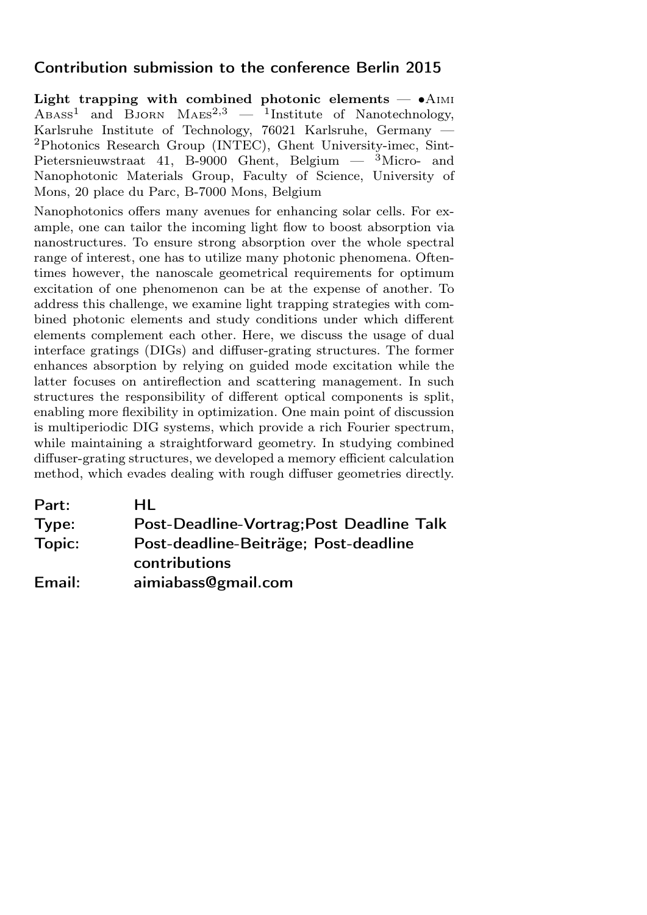## Contribution submission to the conference Berlin 2015

**Light trapping with combined photonic elements** — •Aimi Abass[1] and Bjorn Maes[2,3] — [1]Institute of Nanotechnology, Karlsruhe Institute of Technology, 76021 Karlsruhe, Germany — [2]Photonics Research Group (INTEC), Ghent University-imec, Sint-Pietersnieuwstraat 41, B-9000 Ghent, Belgium — [3]Micro- and Nanophotonic Materials Group, Faculty of Science, University of Mons, 20 place du Parc, B-7000 Mons, Belgium

Nanophotonics offers many avenues for enhancing solar cells. For example, one can tailor the incoming light flow to boost absorption via nanostructures. To ensure strong absorption over the whole spectral range of interest, one has to utilize many photonic phenomena. Oftentimes however, the nanoscale geometrical requirements for optimum excitation of one phenomenon can be at the expense of another. To address this challenge, we examine light trapping strategies with combined photonic elements and study conditions under which different elements complement each other. Here, we discuss the usage of dual interface gratings (DIGs) and diffuser-grating structures. The former enhances absorption by relying on guided mode excitation while the latter focuses on antireflection and scattering management. In such structures the responsibility of different optical components is split, enabling more flexibility in optimization. One main point of discussion is multiperiodic DIG systems, which provide a rich Fourier spectrum, while maintaining a straightforward geometry. In studying combined diffuser-grating structures, we developed a memory efficient calculation method, which evades dealing with rough diffuser geometries directly.

| | |
|---|---|
| **Part:** | **HL** |
| **Type:** | **Post-Deadline-Vortrag;Post Deadline Talk** |
| **Topic:** | **Post-deadline-Beiträge; Post-deadline contributions** |
| **Email:** | **aimiabass@gmail.com** |